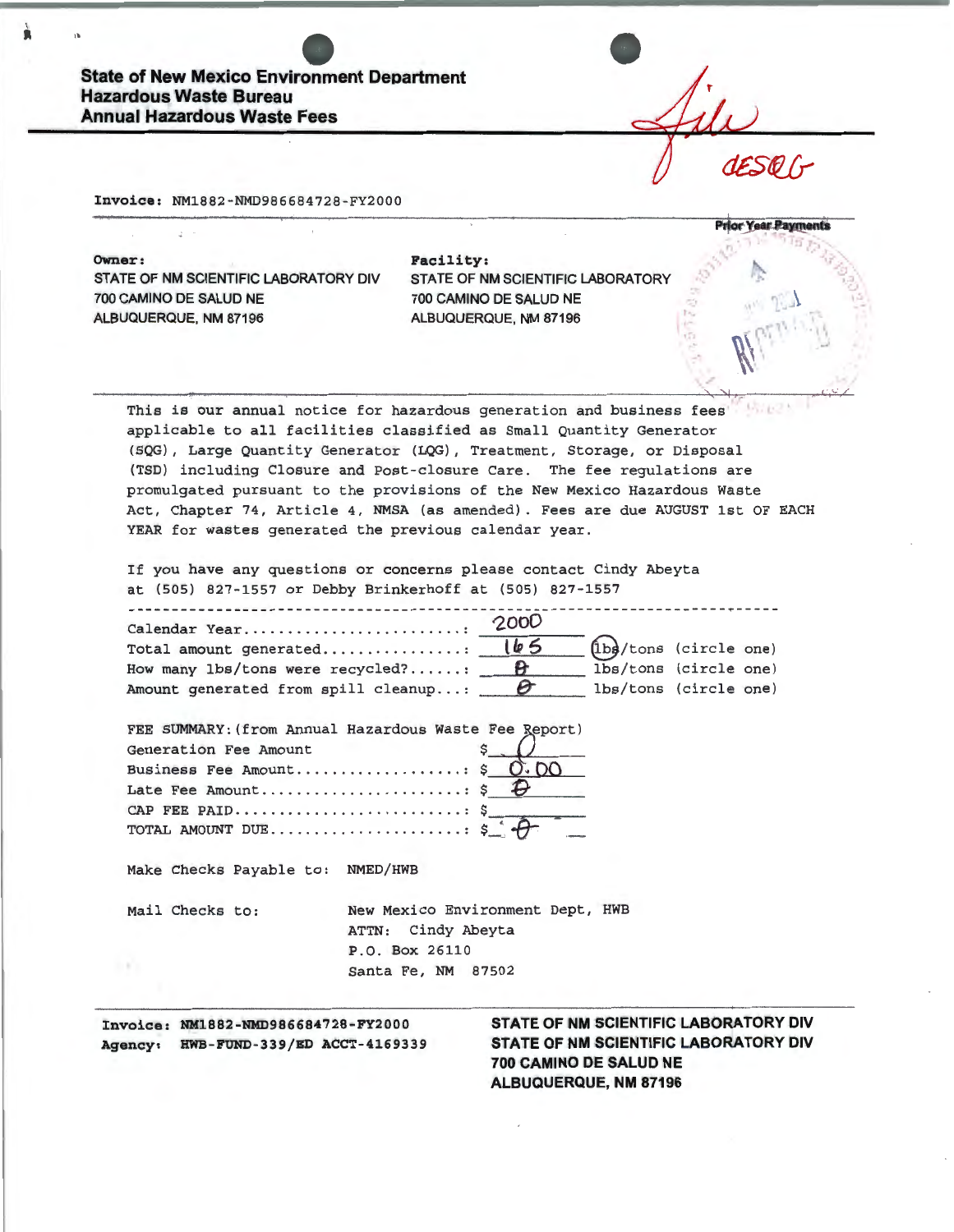**State of New Mexico Environment Department**
**Hazardous Waste Bureau**
**Annual Hazardous Waste Fees**

File
dESQG

**Invoice:** NM1882-NMD986684728-FY2000

Prior Year Payments

| | |
|---|---|
| **Owner:** | **Facility:** |
| STATE OF NM SCIENTIFIC LABORATORY DIV | STATE OF NM SCIENTIFIC LABORATORY |
| 700 CAMINO DE SALUD NE | 700 CAMINO DE SALUD NE |
| ALBUQUERQUE, NM 87196 | ALBUQUERQUE, NM 87196 |

This is our annual notice for hazardous generation and business fees applicable to all facilities classified as Small Quantity Generator (SQG), Large Quantity Generator (LQG), Treatment, Storage, or Disposal (TSD) including Closure and Post-closure Care. The fee regulations are promulgated pursuant to the provisions of the New Mexico Hazardous Waste Act, Chapter 74, Article 4, NMSA (as amended). Fees are due AUGUST 1st OF EACH YEAR for wastes generated the previous calendar year.

If you have any questions or concerns please contact Cindy Abeyta at (505) 827-1557 or Debby Brinkerhoff at (505) 827-1557

Calendar Year........................: 2000
Total amount generated...............: 165 (lbs)/tons (circle one)
How many lbs/tons were recycled?......: 0 lbs/tons (circle one)
Amount generated from spill cleanup...: 0 lbs/tons (circle one)

FEE SUMMARY: (from Annual Hazardous Waste Fee Report)
Generation Fee Amount $ 0
Business Fee Amount..................: $ 0.00
Late Fee Amount......................: $ 0
CAP FEE PAID.........................: $
TOTAL AMOUNT DUE.....................: $ 0

Make Checks Payable to: NMED/HWB

Mail Checks to: New Mexico Environment Dept, HWB
ATTN: Cindy Abeyta
P.O. Box 26110
Santa Fe, NM 87502

**Invoice:** NM1882-NMD986684728-FY2000
**Agency:** HWB-FUND-339/ED ACCT-4169339

**STATE OF NM SCIENTIFIC LABORATORY DIV**
**STATE OF NM SCIENTIFIC LABORATORY DIV**
**700 CAMINO DE SALUD NE**
**ALBUQUERQUE, NM 87196**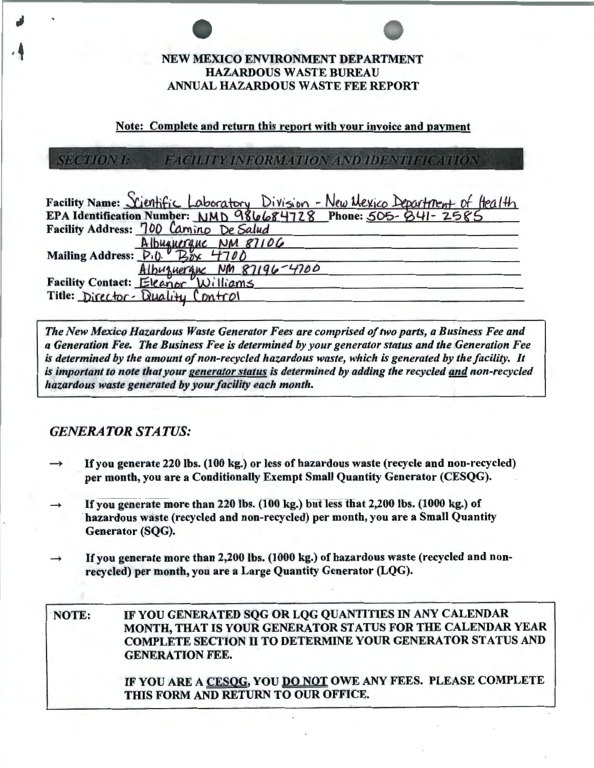# NEW MEXICO ENVIRONMENT DEPARTMENT
# HAZARDOUS WASTE BUREAU
# ANNUAL HAZARDOUS WASTE FEE REPORT

**Note: Complete and return this report with your invoice and payment**

## SECTION I: FACILITY INFORMATION AND IDENTIFICATION

**Facility Name:** Scientific Laboratory Division - New Mexico Department of Health
**EPA Identification Number:** NMD 986684728 **Phone:** 505-841-2585
**Facility Address:** 700 Camino De Salud
Albuquerque NM 87106
**Mailing Address:** P.O. Box 4700
Albuquerque NM 87196-4700
**Facility Contact:** Eleanor Williams
**Title:** Director - Quality Control

*The New Mexico Hazardous Waste Generator Fees are comprised of two parts, a Business Fee and a Generation Fee. The Business Fee is determined by your generator status and the Generation Fee is determined by the amount of non-recycled hazardous waste, which is generated by the facility. It is important to note that your generator status is determined by adding the recycled and non-recycled hazardous waste generated by your facility each month.*

## *GENERATOR STATUS:*

→ **If you generate 220 lbs. (100 kg.) or less of hazardous waste (recycle and non-recycled) per month, you are a Conditionally Exempt Small Quantity Generator (CESQG).**

→ **If you generate more than 220 lbs. (100 kg.) but less that 2,200 lbs. (1000 kg.) of hazardous waste (recycled and non-recycled) per month, you are a Small Quantity Generator (SQG).**

→ **If you generate more than 2,200 lbs. (1000 kg.) of hazardous waste (recycled and non-recycled) per month, you are a Large Quantity Generator (LQG).**

**NOTE: IF YOU GENERATED SQG OR LQG QUANTITIES IN ANY CALENDAR MONTH, THAT IS YOUR GENERATOR STATUS FOR THE CALENDAR YEAR COMPLETE SECTION II TO DETERMINE YOUR GENERATOR STATUS AND GENERATION FEE.**

**IF YOU ARE A CESQG, YOU DO NOT OWE ANY FEES. PLEASE COMPLETE THIS FORM AND RETURN TO OUR OFFICE.**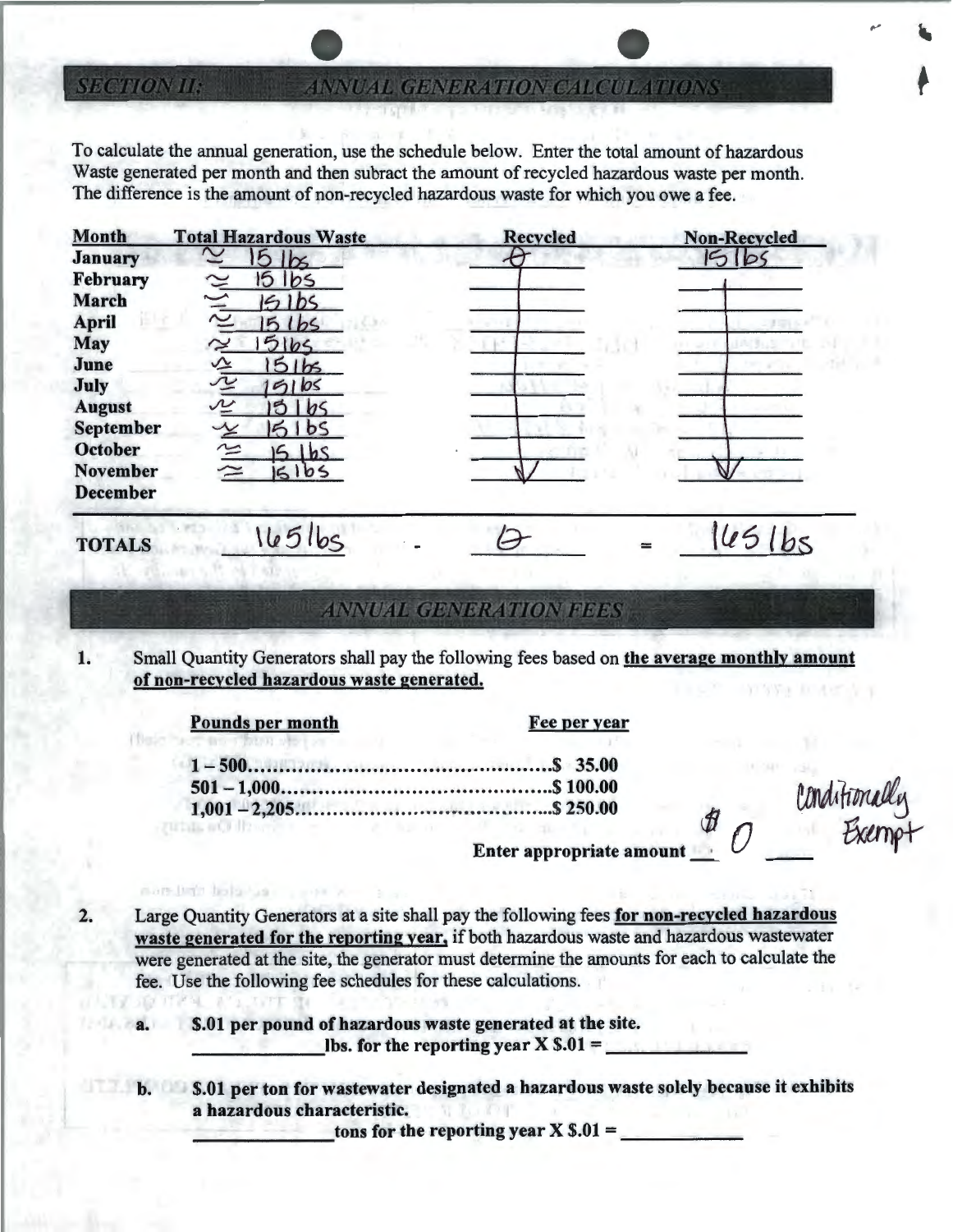## SECTION II: ANNUAL GENERATION CALCULATIONS

To calculate the annual generation, use the schedule below. Enter the total amount of hazardous Waste generated per month and then subtract the amount of recycled hazardous waste per month. The difference is the amount of non-recycled hazardous waste for which you owe a fee.

| Month | Total Hazardous Waste | | Recycled | | Non-Recycled |
|---|---|---|---|---|---|
| January | ≃ 15 lbs | | 0 | | 15 lbs |
| February | ≃ 15 lbs | | | | |
| March | ≃ 15 lbs | | | | |
| April | ≃ 15 lbs | | | | |
| May | ≃ 15 lbs | | | | |
| June | ≃ 15 lbs | | | | |
| July | ≃ 15 lbs | | | | |
| August | ≃ 15 lbs | | | | |
| September | ≃ 15 lbs | | | | |
| October | ≃ 15 lbs | | | | |
| November | ≃ 15 lbs | | | | |
| December | | | | | |
| **TOTALS** | 165 lbs | - | 0 | = | 165 lbs |

## ANNUAL GENERATION FEES

1. Small Quantity Generators shall pay the following fees based on **the average monthly amount of non-recycled hazardous waste generated.**

| **Pounds per month** | **Fee per year** |
|---|---|
| **1 – 500** | **$ 35.00** |
| **501 – 1,000** | **$ 100.00** |
| **1,001 – 2,205** | **$ 250.00** |

**Enter appropriate amount** $ 0 &nbsp;&nbsp; Conditionally Exempt

2. Large Quantity Generators at a site shall pay the following fees **for non-recycled hazardous waste generated for the reporting year,** if both hazardous waste and hazardous wastewater were generated at the site, the generator must determine the amounts for each to calculate the fee. Use the following fee schedules for these calculations.

   a. **$.01 per pound of hazardous waste generated at the site.**
   ______________**lbs. for the reporting year X $.01 =** ______________

   b. **$.01 per ton for wastewater designated a hazardous waste solely because it exhibits a hazardous characteristic.**
   ______________**tons for the reporting year X $.01 =** ______________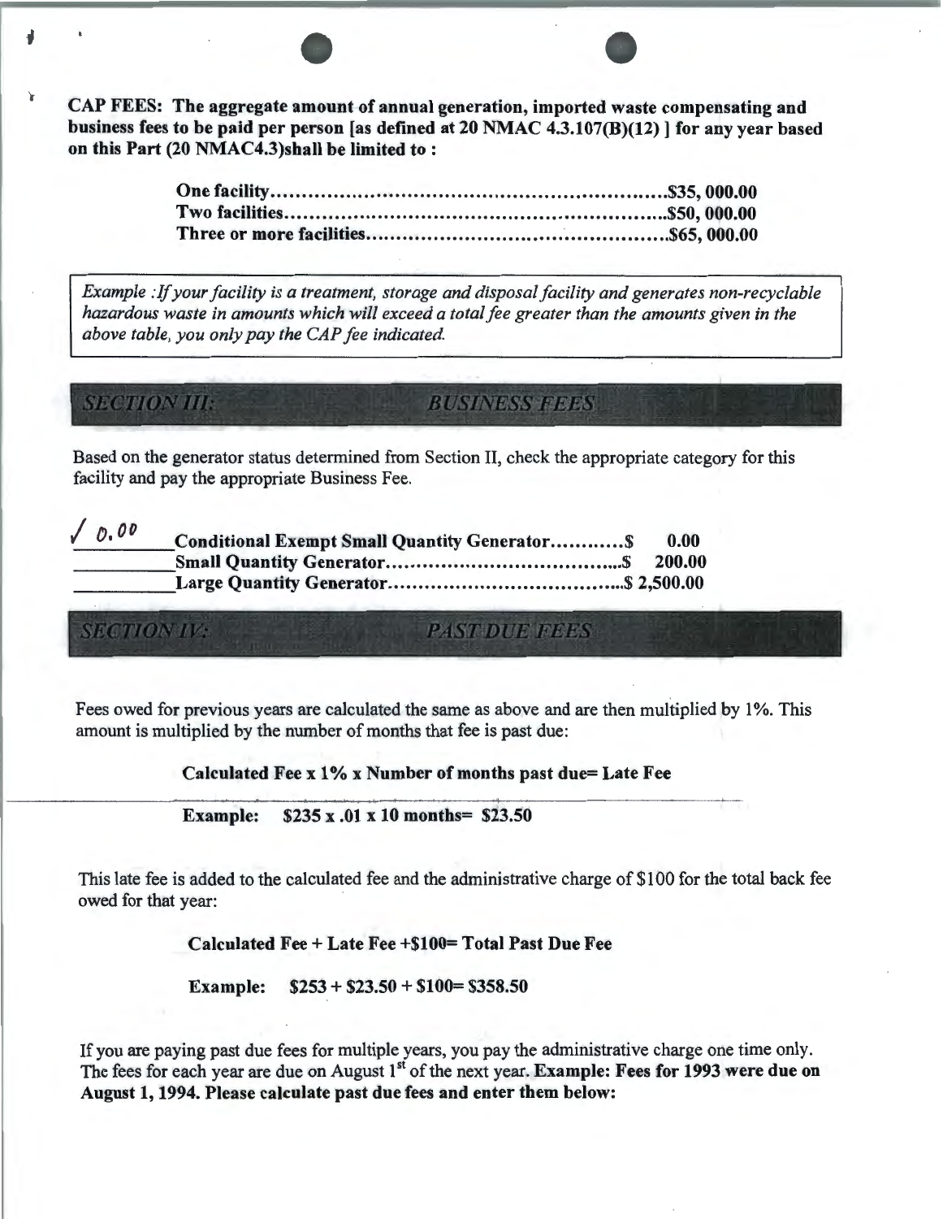**CAP FEES: The aggregate amount of annual generation, imported waste compensating and business fees to be paid per person [as defined at 20 NMAC 4.3.107(B)(12) ] for any year based on this Part (20 NMAC4.3)shall be limited to :**

| | |
|---|---|
| **One facility** | **$35, 000.00** |
| **Two facilities** | **$50, 000.00** |
| **Three or more facilities** | **$65, 000.00** |

*Example : If your facility is a treatment, storage and disposal facility and generates non-recyclable hazardous waste in amounts which will exceed a total fee greater than the amounts given in the above table, you only pay the CAP fee indicated.*

## *SECTION III: BUSINESS FEES*

Based on the generator status determined from Section II, check the appropriate category for this facility and pay the appropriate Business Fee.

| | | |
|---|---|---|
| ✓ 0.00 | **Conditional Exempt Small Quantity Generator** | **$ 0.00** |
| | **Small Quantity Generator** | **$ 200.00** |
| | **Large Quantity Generator** | **$ 2,500.00** |

## *SECTION IV: PAST DUE FEES*

Fees owed for previous years are calculated the same as above and are then multiplied by 1%. This amount is multiplied by the number of months that fee is past due:

**Calculated Fee x 1% x Number of months past due= Late Fee**

**Example: $235 x .01 x 10 months= $23.50**

This late fee is added to the calculated fee and the administrative charge of $100 for the total back fee owed for that year:

**Calculated Fee + Late Fee +$100= Total Past Due Fee**

**Example: $253 + $23.50 + $100= $358.50**

If you are paying past due fees for multiple years, you pay the administrative charge one time only. The fees for each year are due on August 1st of the next year. **Example: Fees for 1993 were due on August 1, 1994. Please calculate past due fees and enter them below:**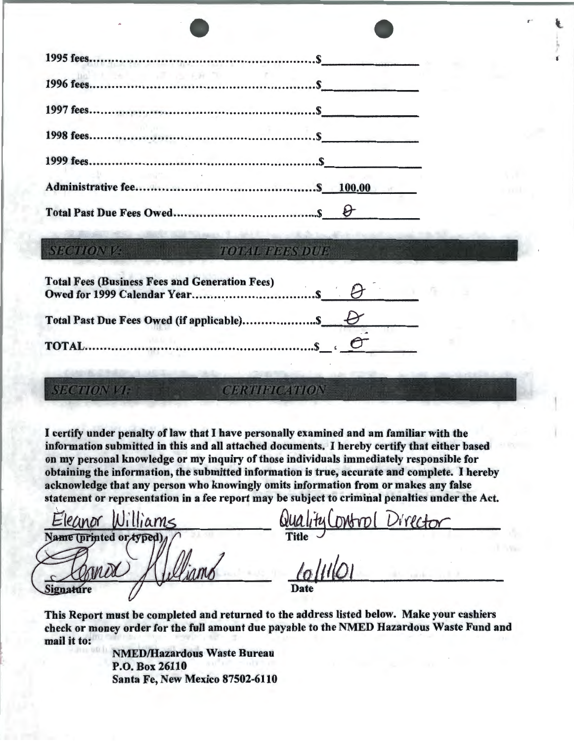| | |
|---|---|
| 1995 fees | $ |
| 1996 fees | $ |
| 1997 fees | $ |
| 1998 fees | $ |
| 1999 fees | $ |
| Administrative fee | $ 100.00 |
| Total Past Due Fees Owed | $ 0 |

## SECTION V: TOTAL FEES DUE

| | |
|---|---|
| Total Fees (Business Fees and Generation Fees) Owed for 1999 Calendar Year | $ 0 |
| Total Past Due Fees Owed (if applicable) | $ 0 |
| TOTAL | $ 0 |

## SECTION VI: CERTIFICATION

**I certify under penalty of law that I have personally examined and am familiar with the information submitted in this and all attached documents. I hereby certify that either based on my personal knowledge or my inquiry of those individuals immediately responsible for obtaining the information, the submitted information is true, accurate and complete. I hereby acknowledge that any person who knowingly omits information from or makes any false statement or representation in a fee report may be subject to criminal penalties under the Act.**

Eleanor Williams
**Name (printed or typed)**

Quality Control Director
**Title**

Eleanor Williams
**Signature**

10/11/01
**Date**

**This Report must be completed and returned to the address listed below. Make your cashiers check or money order for the full amount due payable to the NMED Hazardous Waste Fund and mail it to:**

**NMED/Hazardous Waste Bureau**
**P.O. Box 26110**
**Santa Fe, New Mexico 87502-6110**